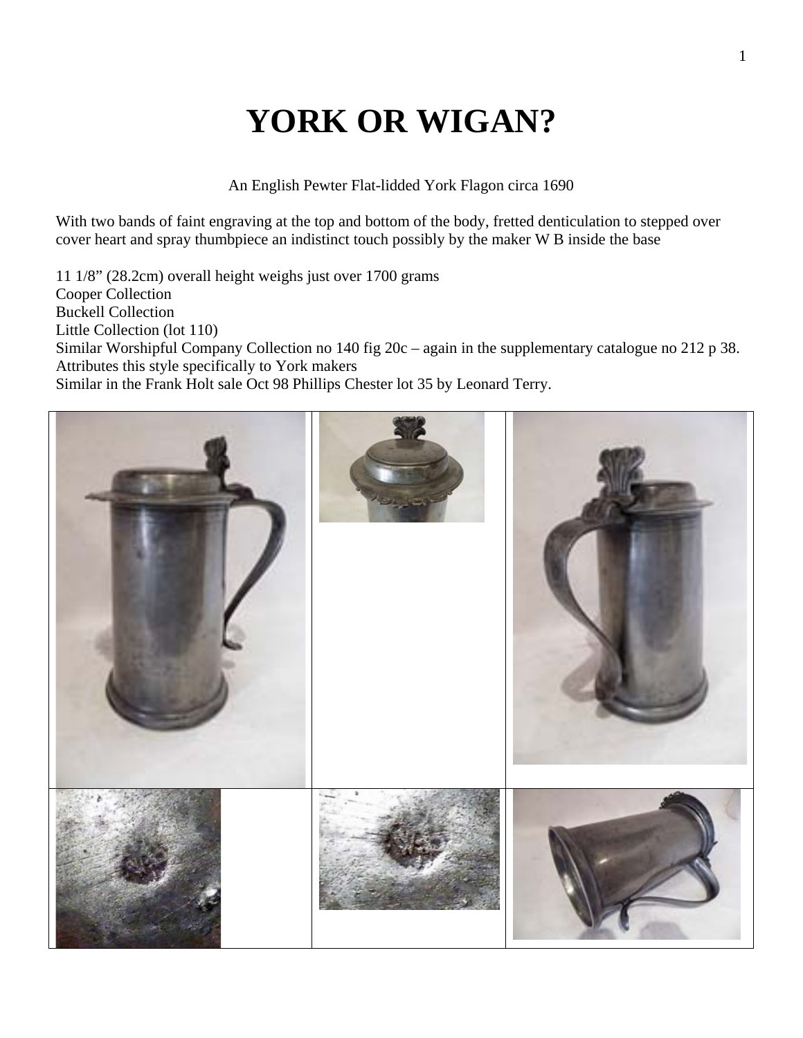# YORK OR WIGAN?

An English Pewter Flat-lidded York Flagon circa 1690

With two bands of faint engraving at the top and bottom of the body, fretted denticulation to stepped over cover heart and spray thumbpiece an indistinct touch possibly by the maker W B inside the base

11 1/8" (28.2cm) overall height weighs just over 1700 grams
Cooper Collection
Buckell Collection
Little Collection (lot 110)
Similar Worshipful Company Collection no 140 fig 20c – again in the supplementary catalogue no 212 p 38. Attributes this style specifically to York makers
Similar in the Frank Holt sale Oct 98 Phillips Chester lot 35 by Leonard Terry.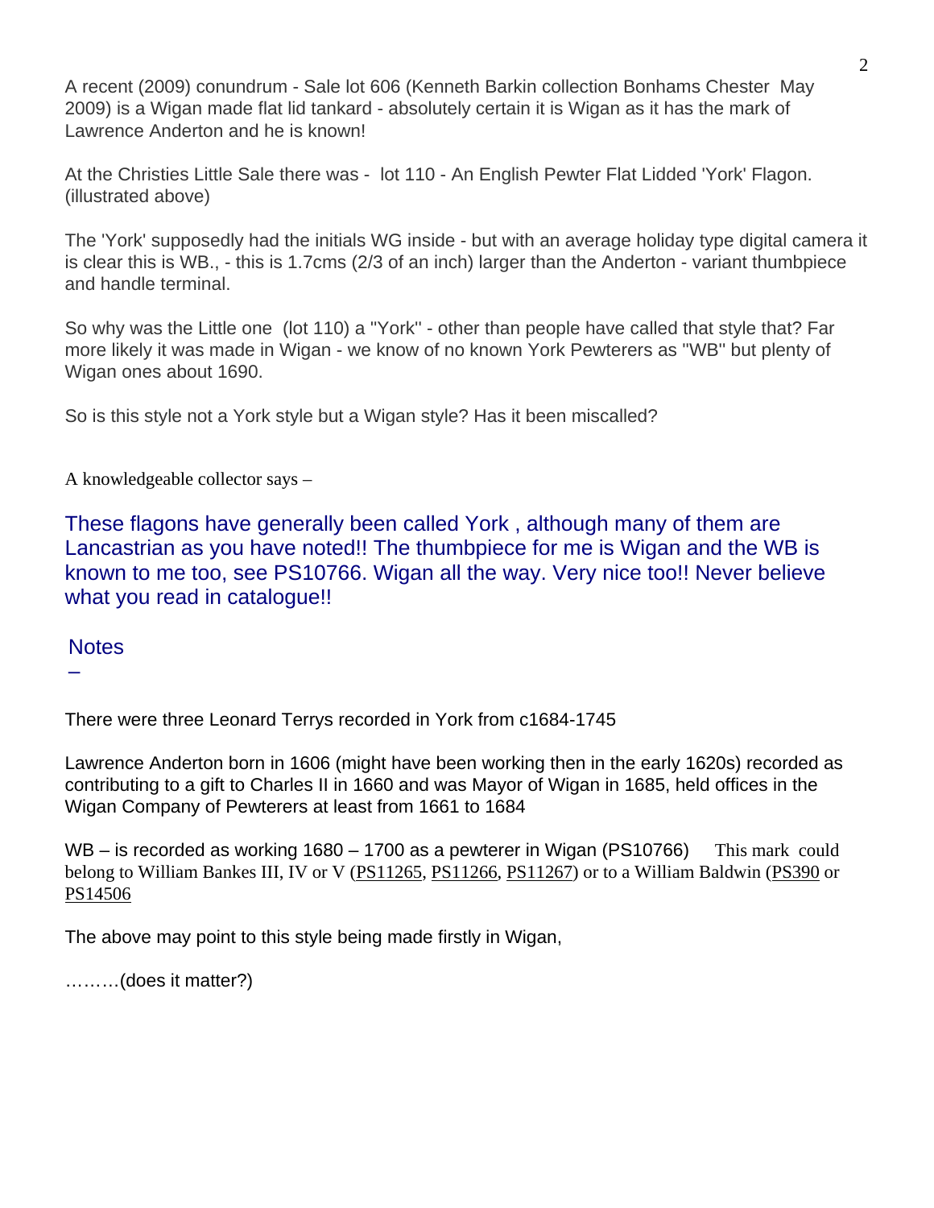A recent (2009) conundrum - Sale lot 606 (Kenneth Barkin collection Bonhams Chester May 2009) is a Wigan made flat lid tankard - absolutely certain it is Wigan as it has the mark of Lawrence Anderton and he is known!

At the Christies Little Sale there was - lot 110 - An English Pewter Flat Lidded 'York' Flagon. (illustrated above)

The 'York' supposedly had the initials WG inside - but with an average holiday type digital camera it is clear this is WB., - this is 1.7cms (2/3 of an inch) larger than the Anderton - variant thumbpiece and handle terminal.

So why was the Little one (lot 110) a "York" - other than people have called that style that? Far more likely it was made in Wigan - we know of no known York Pewterers as "WB" but plenty of Wigan ones about 1690.

So is this style not a York style but a Wigan style? Has it been miscalled?

A knowledgeable collector says –

These flagons have generally been called York , although many of them are Lancastrian as you have noted!! The thumbpiece for me is Wigan and the WB is known to me too, see PS10766. Wigan all the way. Very nice too!! Never believe what you read in catalogue!!

## Notes

–

There were three Leonard Terrys recorded in York from c1684-1745

Lawrence Anderton born in 1606 (might have been working then in the early 1620s) recorded as contributing to a gift to Charles II in 1660 and was Mayor of Wigan in 1685, held offices in the Wigan Company of Pewterers at least from 1661 to 1684

WB – is recorded as working 1680 – 1700 as a pewterer in Wigan (PS10766) This mark could belong to William Bankes III, IV or V (PS11265, PS11266, PS11267) or to a William Baldwin (PS390 or PS14506

The above may point to this style being made firstly in Wigan,

………(does it matter?)